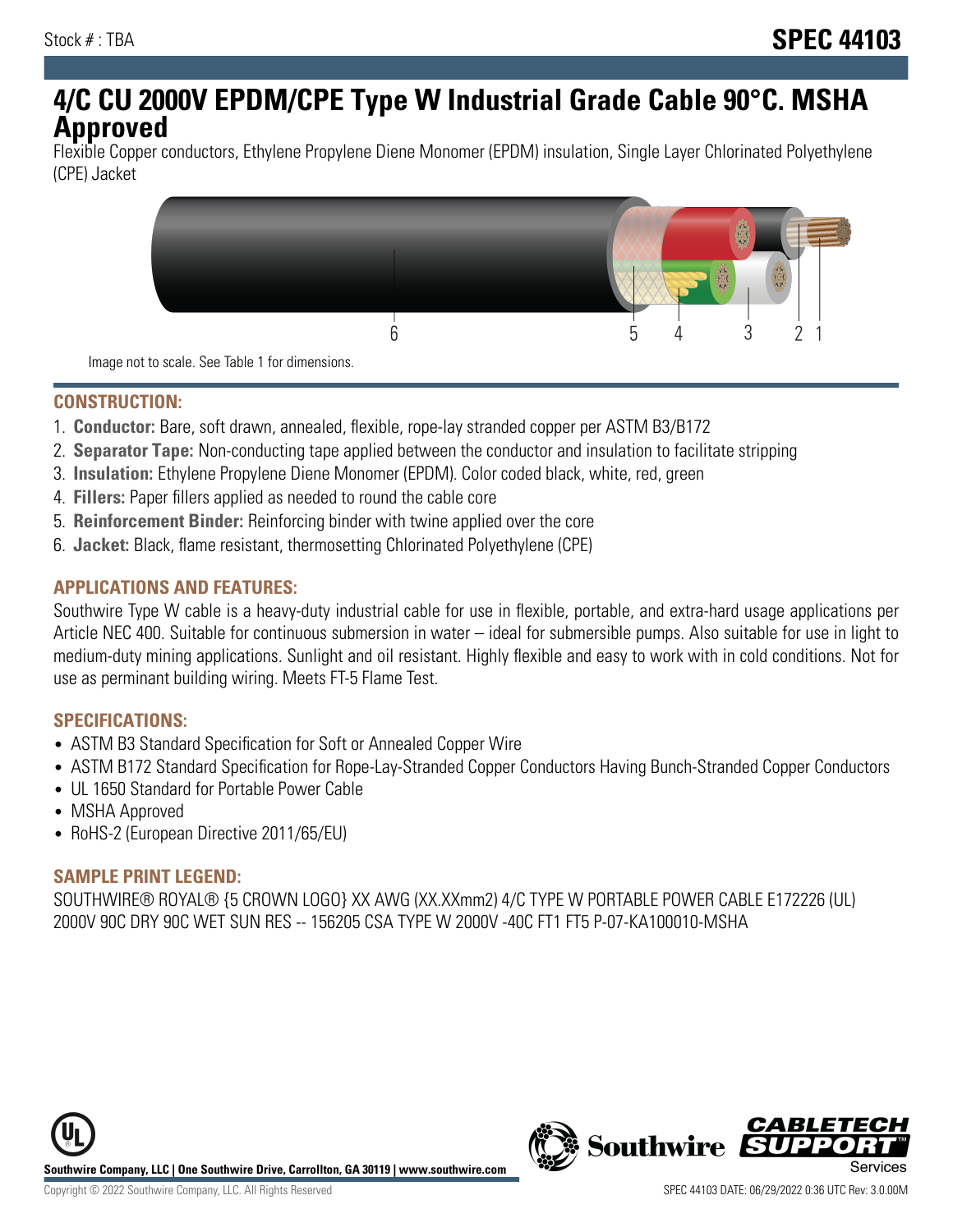Stock # : TBA

# SPEC 44103

# 4/C CU 2000V EPDM/CPE Type W Industrial Grade Cable 90°C. MSHA Approved

Flexible Copper conductors, Ethylene Propylene Diene Monomer (EPDM) insulation, Single Layer Chlorinated Polyethylene (CPE) Jacket

Image not to scale. See Table 1 for dimensions.

## CONSTRUCTION:

1. **Conductor:** Bare, soft drawn, annealed, flexible, rope-lay stranded copper per ASTM B3/B172
2. **Separator Tape:** Non-conducting tape applied between the conductor and insulation to facilitate stripping
3. **Insulation:** Ethylene Propylene Diene Monomer (EPDM). Color coded black, white, red, green
4. **Fillers:** Paper fillers applied as needed to round the cable core
5. **Reinforcement Binder:** Reinforcing binder with twine applied over the core
6. **Jacket:** Black, flame resistant, thermosetting Chlorinated Polyethylene (CPE)

## APPLICATIONS AND FEATURES:

Southwire Type W cable is a heavy-duty industrial cable for use in flexible, portable, and extra-hard usage applications per Article NEC 400. Suitable for continuous submersion in water – ideal for submersible pumps. Also suitable for use in light to medium-duty mining applications. Sunlight and oil resistant. Highly flexible and easy to work with in cold conditions. Not for use as perminant building wiring. Meets FT-5 Flame Test.

## SPECIFICATIONS:

- ASTM B3 Standard Specification for Soft or Annealed Copper Wire
- ASTM B172 Standard Specification for Rope-Lay-Stranded Copper Conductors Having Bunch-Stranded Copper Conductors
- UL 1650 Standard for Portable Power Cable
- MSHA Approved
- RoHS-2 (European Directive 2011/65/EU)

## SAMPLE PRINT LEGEND:

SOUTHWIRE® ROYAL® {5 CROWN LOGO} XX AWG (XX.XXmm2) 4/C TYPE W PORTABLE POWER CABLE E172226 (UL) 2000V 90C DRY 90C WET SUN RES -- 156205 CSA TYPE W 2000V -40C FT1 FT5 P-07-KA100010-MSHA

**Southwire Company, LLC | One Southwire Drive, Carrollton, GA 30119 | www.southwire.com**

Copyright © 2022 Southwire Company, LLC. All Rights Reserved

SPEC 44103 DATE: 06/29/2022 0:36 UTC Rev: 3.0.00M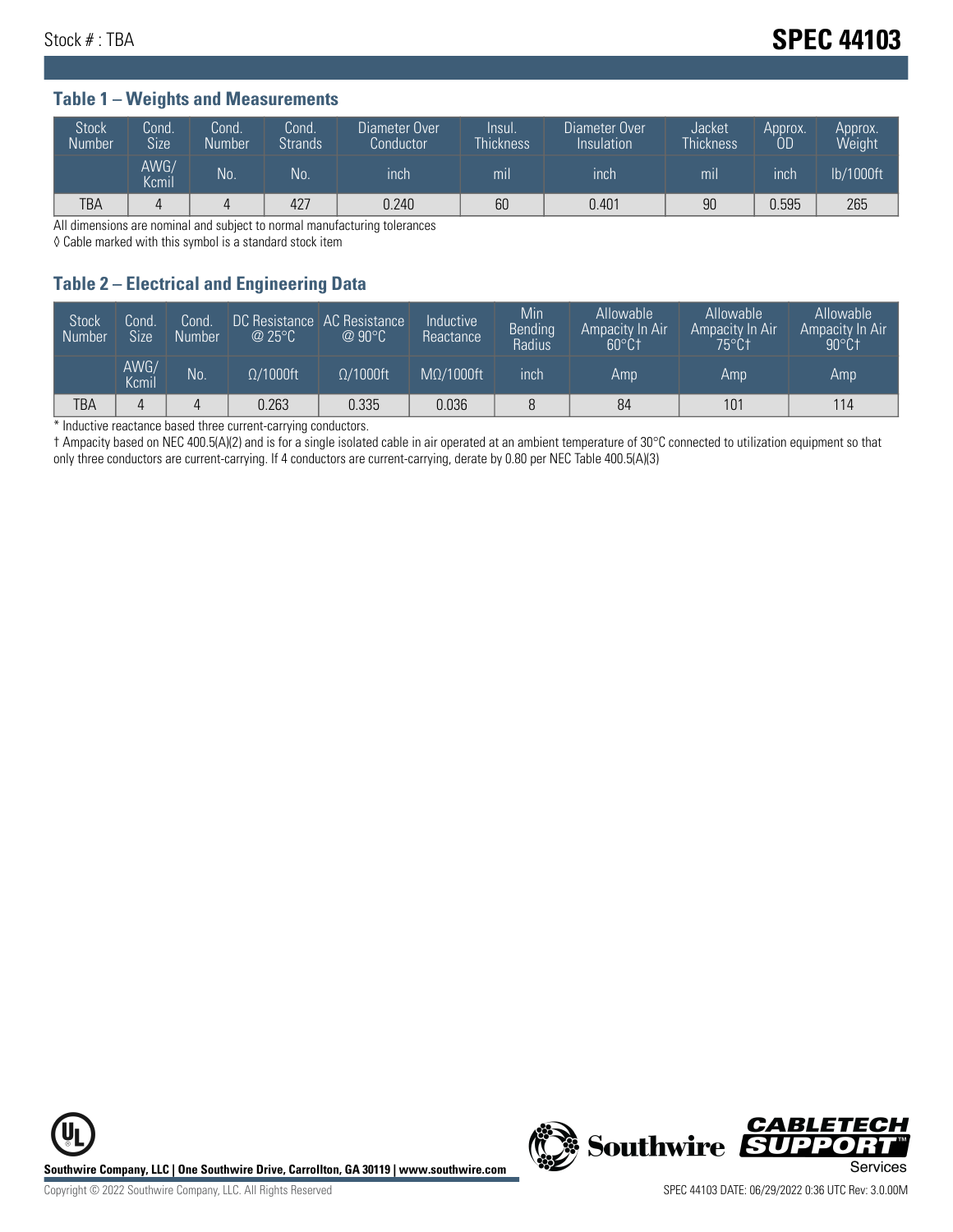### Table 1 – Weights and Measurements

| Stock Number | Cond. Size | Cond. Number | Cond. Strands | Diameter Over Conductor | Insul. Thickness | Diameter Over Insulation | Jacket Thickness | Approx. OD | Approx. Weight |
|---|---|---|---|---|---|---|---|---|---|
| | AWG/ Kcmil | No. | No. | inch | mil | inch | mil | inch | lb/1000ft |
| TBA | 4 | 4 | 427 | 0.240 | 60 | 0.401 | 90 | 0.595 | 265 |

All dimensions are nominal and subject to normal manufacturing tolerances

◊ Cable marked with this symbol is a standard stock item

### Table 2 – Electrical and Engineering Data

| Stock Number | Cond. Size | Cond. Number | DC Resistance @ 25°C | AC Resistance @ 90°C | Inductive Reactance | Min Bending Radius | Allowable Ampacity In Air 60°C† | Allowable Ampacity In Air 75°C† | Allowable Ampacity In Air 90°C† |
|---|---|---|---|---|---|---|---|---|---|
| | AWG/ Kcmil | No. | Ω/1000ft | Ω/1000ft | MΩ/1000ft | inch | Amp | Amp | Amp |
| TBA | 4 | 4 | 0.263 | 0.335 | 0.036 | 8 | 84 | 101 | 114 |

* Inductive reactance based three current-carrying conductors.

† Ampacity based on NEC 400.5(A)(2) and is for a single isolated cable in air operated at an ambient temperature of 30°C connected to utilization equipment so that only three conductors are current-carrying. If 4 conductors are current-carrying, derate by 0.80 per NEC Table 400.5(A)(3)